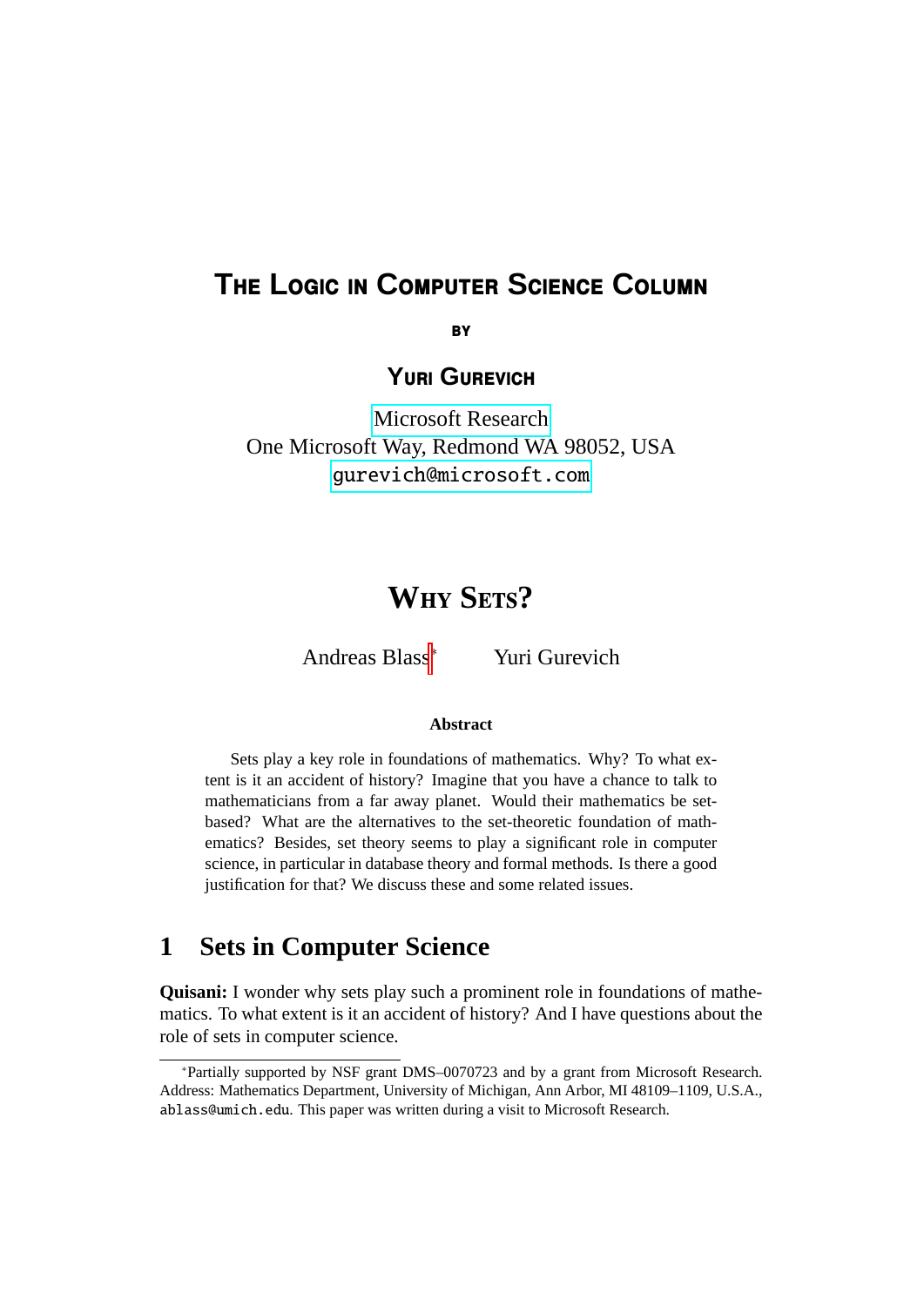# The Logic in Computer Science Column

**by**

**Yuri Gurevich**

Microsoft Research
One Microsoft Way, Redmond WA 98052, USA
gurevich@microsoft.com

# Why Sets?

Andreas Blass[*] Yuri Gurevich

**Abstract**

Sets play a key role in foundations of mathematics. Why? To what extent is it an accident of history? Imagine that you have a chance to talk to mathematicians from a far away planet. Would their mathematics be set-based? What are the alternatives to the set-theoretic foundation of mathematics? Besides, set theory seems to play a significant role in computer science, in particular in database theory and formal methods. Is there a good justification for that? We discuss these and some related issues.

## 1 Sets in Computer Science

**Quisani:** I wonder why sets play such a prominent role in foundations of mathematics. To what extent is it an accident of history? And I have questions about the role of sets in computer science.

[*] Partially supported by NSF grant DMS–0070723 and by a grant from Microsoft Research. Address: Mathematics Department, University of Michigan, Ann Arbor, MI 48109–1109, U.S.A., ablass@umich.edu. This paper was written during a visit to Microsoft Research.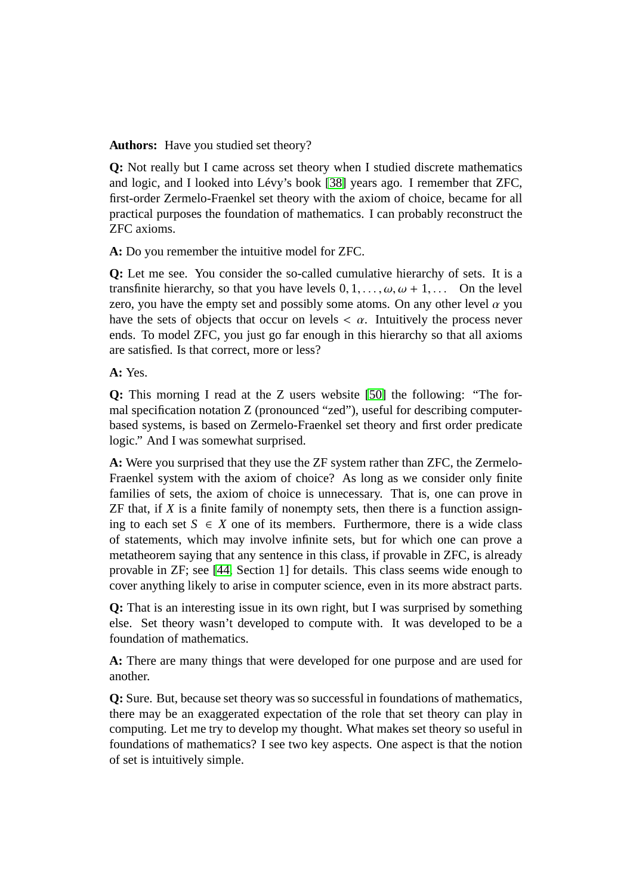**Authors:** Have you studied set theory?

**Q:** Not really but I came across set theory when I studied discrete mathematics and logic, and I looked into Lévy's book [38] years ago. I remember that ZFC, first-order Zermelo-Fraenkel set theory with the axiom of choice, became for all practical purposes the foundation of mathematics. I can probably reconstruct the ZFC axioms.

**A:** Do you remember the intuitive model for ZFC.

**Q:** Let me see. You consider the so-called cumulative hierarchy of sets. It is a transfinite hierarchy, so that you have levels $0, 1, \ldots, \omega, \omega + 1, \ldots$ On the level zero, you have the empty set and possibly some atoms. On any other level $\alpha$ you have the sets of objects that occur on levels $< \alpha$. Intuitively the process never ends. To model ZFC, you just go far enough in this hierarchy so that all axioms are satisfied. Is that correct, more or less?

**A:** Yes.

**Q:** This morning I read at the Z users website [50] the following: "The formal specification notation Z (pronounced "zed"), useful for describing computer-based systems, is based on Zermelo-Fraenkel set theory and first order predicate logic." And I was somewhat surprised.

**A:** Were you surprised that they use the ZF system rather than ZFC, the Zermelo-Fraenkel system with the axiom of choice? As long as we consider only finite families of sets, the axiom of choice is unnecessary. That is, one can prove in ZF that, if $X$ is a finite family of nonempty sets, then there is a function assigning to each set $S \in X$ one of its members. Furthermore, there is a wide class of statements, which may involve infinite sets, but for which one can prove a metatheorem saying that any sentence in this class, if provable in ZFC, is already provable in ZF; see [44, Section 1] for details. This class seems wide enough to cover anything likely to arise in computer science, even in its more abstract parts.

**Q:** That is an interesting issue in its own right, but I was surprised by something else. Set theory wasn't developed to compute with. It was developed to be a foundation of mathematics.

**A:** There are many things that were developed for one purpose and are used for another.

**Q:** Sure. But, because set theory was so successful in foundations of mathematics, there may be an exaggerated expectation of the role that set theory can play in computing. Let me try to develop my thought. What makes set theory so useful in foundations of mathematics? I see two key aspects. One aspect is that the notion of set is intuitively simple.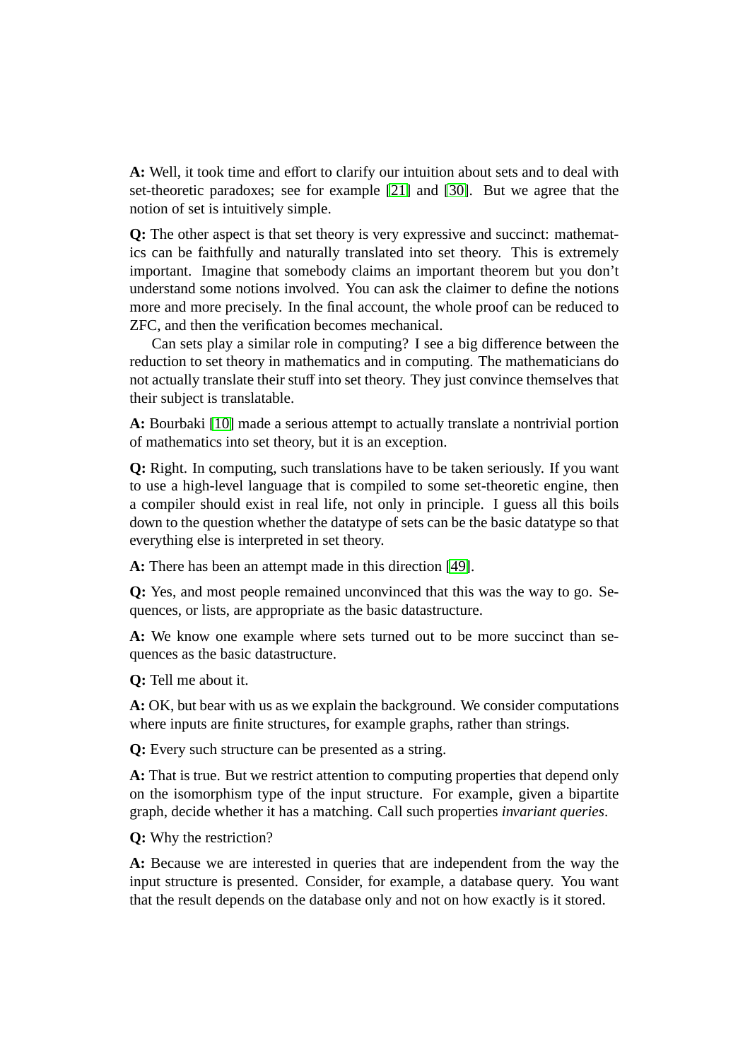**A:** Well, it took time and effort to clarify our intuition about sets and to deal with set-theoretic paradoxes; see for example [21] and [30]. But we agree that the notion of set is intuitively simple.

**Q:** The other aspect is that set theory is very expressive and succinct: mathematics can be faithfully and naturally translated into set theory. This is extremely important. Imagine that somebody claims an important theorem but you don't understand some notions involved. You can ask the claimer to define the notions more and more precisely. In the final account, the whole proof can be reduced to ZFC, and then the verification becomes mechanical.

Can sets play a similar role in computing? I see a big difference between the reduction to set theory in mathematics and in computing. The mathematicians do not actually translate their stuff into set theory. They just convince themselves that their subject is translatable.

**A:** Bourbaki [10] made a serious attempt to actually translate a nontrivial portion of mathematics into set theory, but it is an exception.

**Q:** Right. In computing, such translations have to be taken seriously. If you want to use a high-level language that is compiled to some set-theoretic engine, then a compiler should exist in real life, not only in principle. I guess all this boils down to the question whether the datatype of sets can be the basic datatype so that everything else is interpreted in set theory.

**A:** There has been an attempt made in this direction [49].

**Q:** Yes, and most people remained unconvinced that this was the way to go. Sequences, or lists, are appropriate as the basic datastructure.

**A:** We know one example where sets turned out to be more succinct than sequences as the basic datastructure.

**Q:** Tell me about it.

**A:** OK, but bear with us as we explain the background. We consider computations where inputs are finite structures, for example graphs, rather than strings.

**Q:** Every such structure can be presented as a string.

**A:** That is true. But we restrict attention to computing properties that depend only on the isomorphism type of the input structure. For example, given a bipartite graph, decide whether it has a matching. Call such properties *invariant queries*.

**Q:** Why the restriction?

**A:** Because we are interested in queries that are independent from the way the input structure is presented. Consider, for example, a database query. You want that the result depends on the database only and not on how exactly is it stored.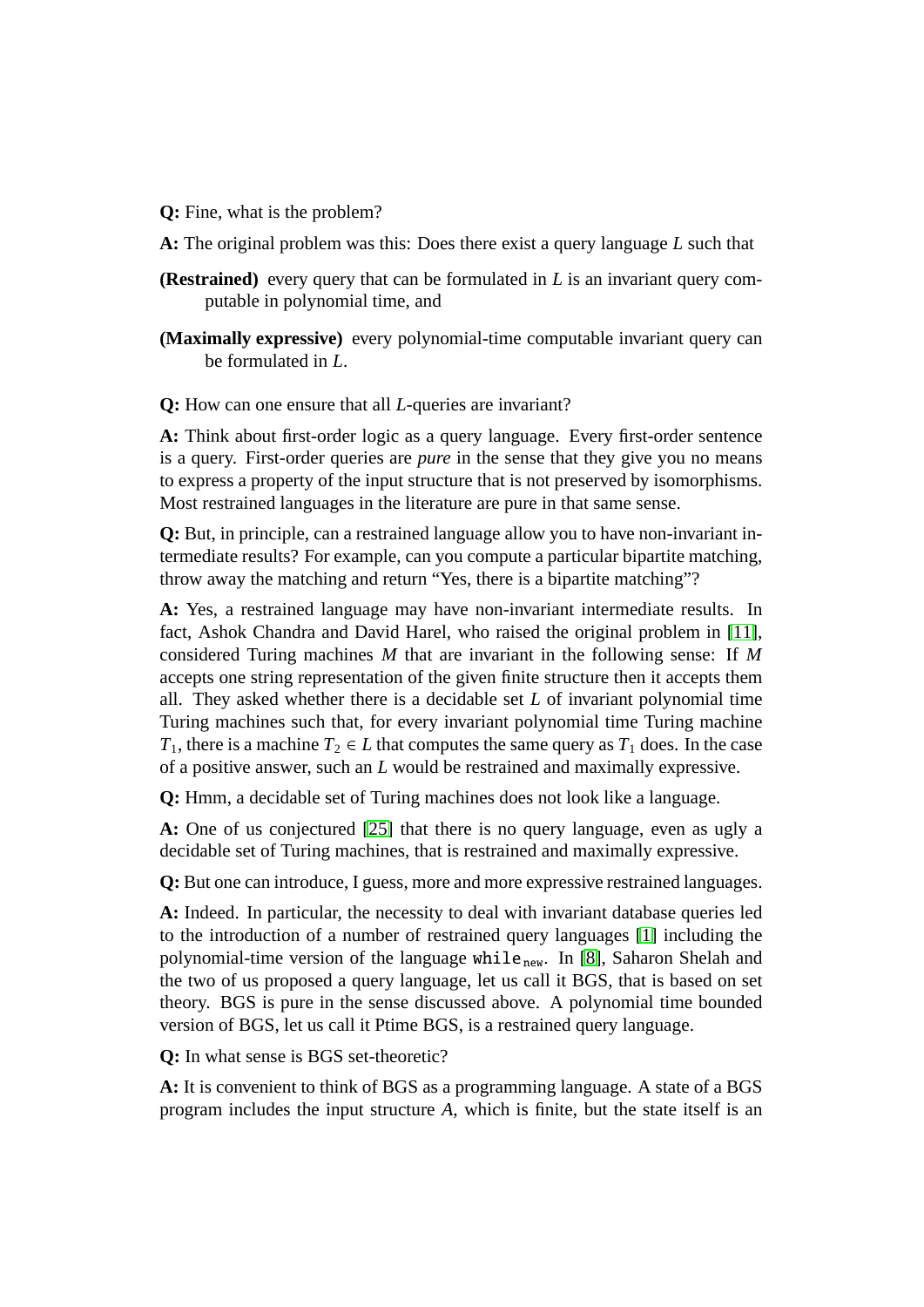**Q:** Fine, what is the problem?

**A:** The original problem was this: Does there exist a query language $L$ such that

**(Restrained)** every query that can be formulated in $L$ is an invariant query computable in polynomial time, and

**(Maximally expressive)** every polynomial-time computable invariant query can be formulated in $L$.

**Q:** How can one ensure that all $L$-queries are invariant?

**A:** Think about first-order logic as a query language. Every first-order sentence is a query. First-order queries are *pure* in the sense that they give you no means to express a property of the input structure that is not preserved by isomorphisms. Most restrained languages in the literature are pure in that same sense.

**Q:** But, in principle, can a restrained language allow you to have non-invariant intermediate results? For example, can you compute a particular bipartite matching, throw away the matching and return "Yes, there is a bipartite matching"?

**A:** Yes, a restrained language may have non-invariant intermediate results. In fact, Ashok Chandra and David Harel, who raised the original problem in [11], considered Turing machines $M$ that are invariant in the following sense: If $M$ accepts one string representation of the given finite structure then it accepts them all. They asked whether there is a decidable set $L$ of invariant polynomial time Turing machines such that, for every invariant polynomial time Turing machine $T_1$, there is a machine $T_2 \in L$ that computes the same query as $T_1$ does. In the case of a positive answer, such an $L$ would be restrained and maximally expressive.

**Q:** Hmm, a decidable set of Turing machines does not look like a language.

**A:** One of us conjectured [25] that there is no query language, even as ugly a decidable set of Turing machines, that is restrained and maximally expressive.

**Q:** But one can introduce, I guess, more and more expressive restrained languages.

**A:** Indeed. In particular, the necessity to deal with invariant database queries led to the introduction of a number of restrained query languages [1] including the polynomial-time version of the language $\texttt{while}_{\texttt{new}}$. In [8], Saharon Shelah and the two of us proposed a query language, let us call it BGS, that is based on set theory. BGS is pure in the sense discussed above. A polynomial time bounded version of BGS, let us call it Ptime BGS, is a restrained query language.

**Q:** In what sense is BGS set-theoretic?

**A:** It is convenient to think of BGS as a programming language. A state of a BGS program includes the input structure $A$, which is finite, but the state itself is an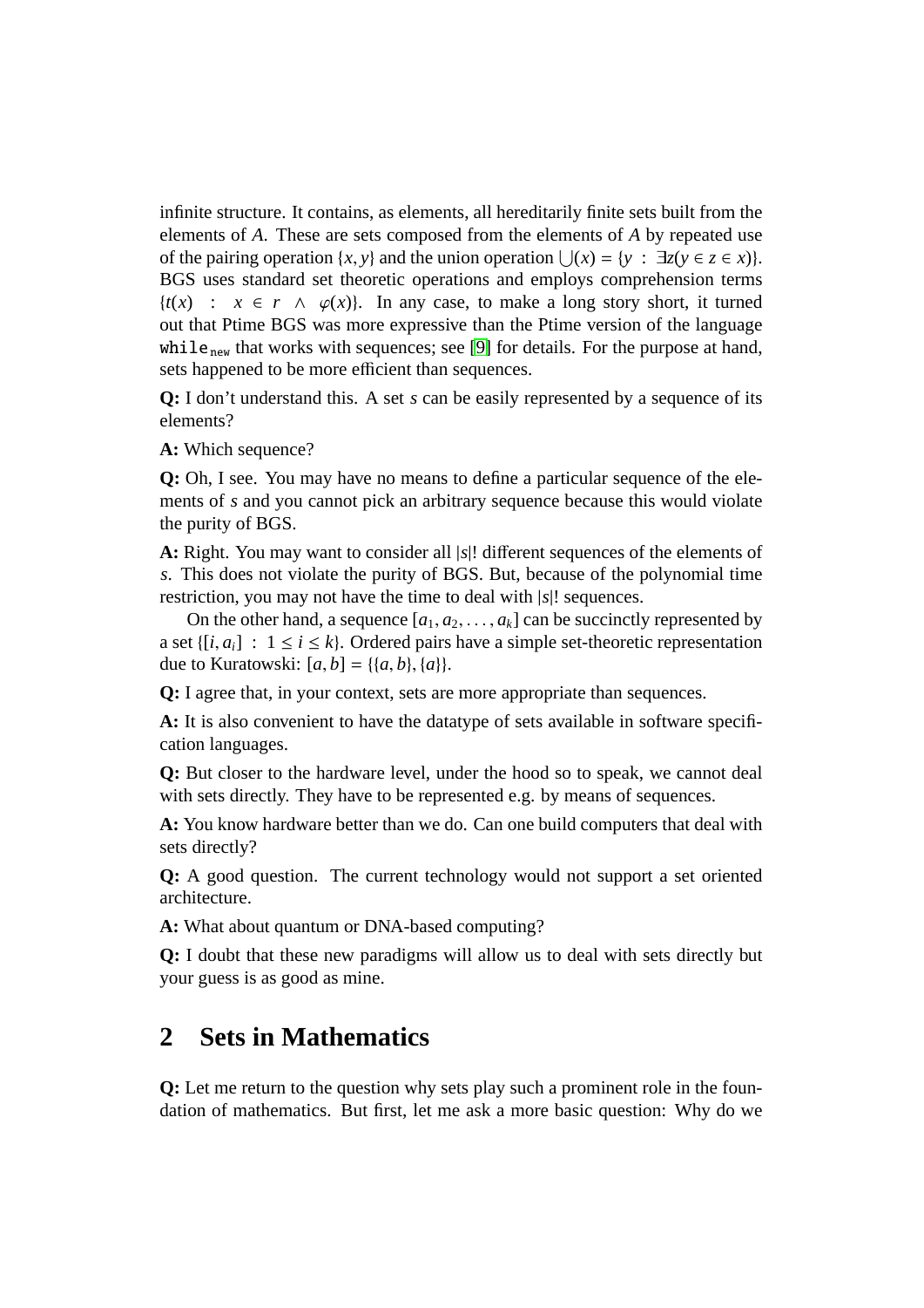infinite structure. It contains, as elements, all hereditarily finite sets built from the elements of $A$. These are sets composed from the elements of $A$ by repeated use of the pairing operation $\{x, y\}$ and the union operation $\bigcup(x) = \{y : \exists z(y \in z \in x)\}$. BGS uses standard set theoretic operations and employs comprehension terms $\{t(x) : x \in r \wedge \varphi(x)\}$. In any case, to make a long story short, it turned out that Ptime BGS was more expressive than the Ptime version of the language $\mathtt{while}_{\mathtt{new}}$ that works with sequences; see [9] for details. For the purpose at hand, sets happened to be more efficient than sequences.

**Q:** I don't understand this. A set $s$ can be easily represented by a sequence of its elements?

**A:** Which sequence?

**Q:** Oh, I see. You may have no means to define a particular sequence of the elements of $s$ and you cannot pick an arbitrary sequence because this would violate the purity of BGS.

**A:** Right. You may want to consider all $|s|!$ different sequences of the elements of $s$. This does not violate the purity of BGS. But, because of the polynomial time restriction, you may not have the time to deal with $|s|!$ sequences.

On the other hand, a sequence $[a_1, a_2, \ldots, a_k]$ can be succinctly represented by a set $\{[i, a_i] : 1 \leq i \leq k\}$. Ordered pairs have a simple set-theoretic representation due to Kuratowski: $[a, b] = \{\{a, b\}, \{a\}\}$.

**Q:** I agree that, in your context, sets are more appropriate than sequences.

**A:** It is also convenient to have the datatype of sets available in software specification languages.

**Q:** But closer to the hardware level, under the hood so to speak, we cannot deal with sets directly. They have to be represented e.g. by means of sequences.

**A:** You know hardware better than we do. Can one build computers that deal with sets directly?

**Q:** A good question. The current technology would not support a set oriented architecture.

**A:** What about quantum or DNA-based computing?

**Q:** I doubt that these new paradigms will allow us to deal with sets directly but your guess is as good as mine.

## 2 Sets in Mathematics

**Q:** Let me return to the question why sets play such a prominent role in the foundation of mathematics. But first, let me ask a more basic question: Why do we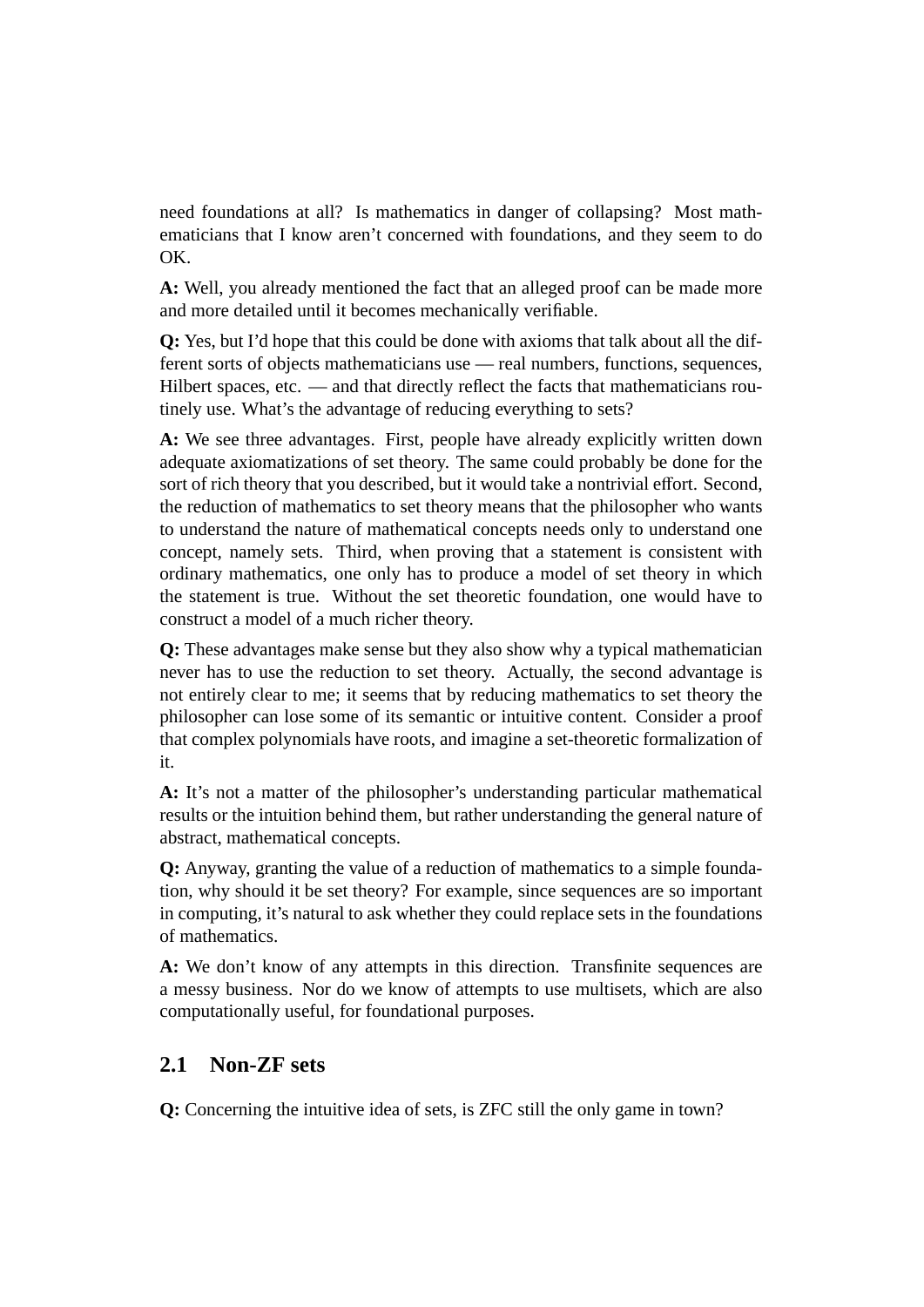need foundations at all? Is mathematics in danger of collapsing? Most mathematicians that I know aren't concerned with foundations, and they seem to do OK.

**A:** Well, you already mentioned the fact that an alleged proof can be made more and more detailed until it becomes mechanically verifiable.

**Q:** Yes, but I'd hope that this could be done with axioms that talk about all the different sorts of objects mathematicians use — real numbers, functions, sequences, Hilbert spaces, etc. — and that directly reflect the facts that mathematicians routinely use. What's the advantage of reducing everything to sets?

**A:** We see three advantages. First, people have already explicitly written down adequate axiomatizations of set theory. The same could probably be done for the sort of rich theory that you described, but it would take a nontrivial effort. Second, the reduction of mathematics to set theory means that the philosopher who wants to understand the nature of mathematical concepts needs only to understand one concept, namely sets. Third, when proving that a statement is consistent with ordinary mathematics, one only has to produce a model of set theory in which the statement is true. Without the set theoretic foundation, one would have to construct a model of a much richer theory.

**Q:** These advantages make sense but they also show why a typical mathematician never has to use the reduction to set theory. Actually, the second advantage is not entirely clear to me; it seems that by reducing mathematics to set theory the philosopher can lose some of its semantic or intuitive content. Consider a proof that complex polynomials have roots, and imagine a set-theoretic formalization of it.

**A:** It's not a matter of the philosopher's understanding particular mathematical results or the intuition behind them, but rather understanding the general nature of abstract, mathematical concepts.

**Q:** Anyway, granting the value of a reduction of mathematics to a simple foundation, why should it be set theory? For example, since sequences are so important in computing, it's natural to ask whether they could replace sets in the foundations of mathematics.

**A:** We don't know of any attempts in this direction. Transfinite sequences are a messy business. Nor do we know of attempts to use multisets, which are also computationally useful, for foundational purposes.

## 2.1 Non-ZF sets

**Q:** Concerning the intuitive idea of sets, is ZFC still the only game in town?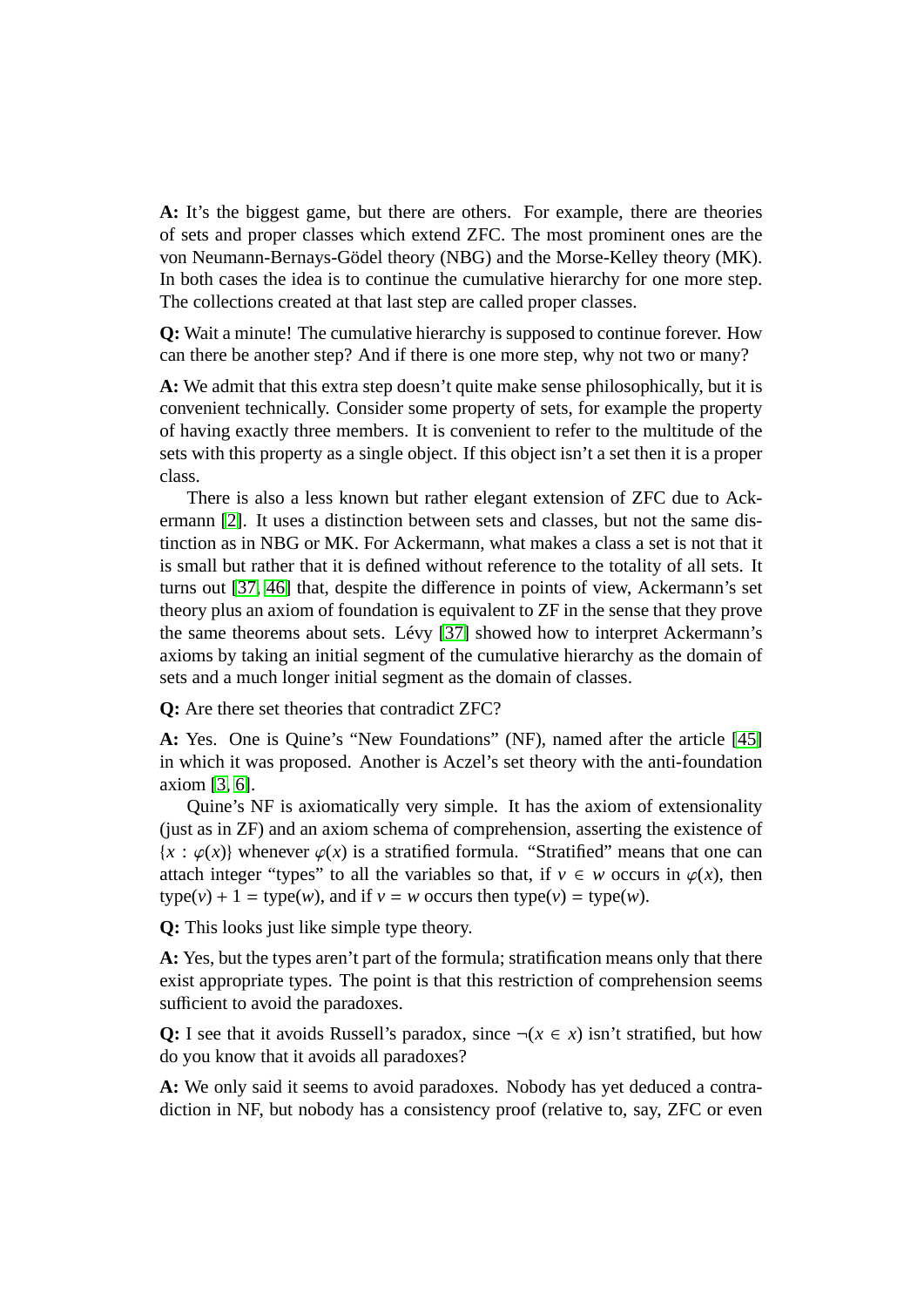**A:** It's the biggest game, but there are others. For example, there are theories of sets and proper classes which extend ZFC. The most prominent ones are the von Neumann-Bernays-Gödel theory (NBG) and the Morse-Kelley theory (MK). In both cases the idea is to continue the cumulative hierarchy for one more step. The collections created at that last step are called proper classes.

**Q:** Wait a minute! The cumulative hierarchy is supposed to continue forever. How can there be another step? And if there is one more step, why not two or many?

**A:** We admit that this extra step doesn't quite make sense philosophically, but it is convenient technically. Consider some property of sets, for example the property of having exactly three members. It is convenient to refer to the multitude of the sets with this property as a single object. If this object isn't a set then it is a proper class.

There is also a less known but rather elegant extension of ZFC due to Ackermann [2]. It uses a distinction between sets and classes, but not the same distinction as in NBG or MK. For Ackermann, what makes a class a set is not that it is small but rather that it is defined without reference to the totality of all sets. It turns out [37, 46] that, despite the difference in points of view, Ackermann's set theory plus an axiom of foundation is equivalent to ZF in the sense that they prove the same theorems about sets. Lévy [37] showed how to interpret Ackermann's axioms by taking an initial segment of the cumulative hierarchy as the domain of sets and a much longer initial segment as the domain of classes.

**Q:** Are there set theories that contradict ZFC?

**A:** Yes. One is Quine's "New Foundations" (NF), named after the article [45] in which it was proposed. Another is Aczel's set theory with the anti-foundation axiom [3, 6].

Quine's NF is axiomatically very simple. It has the axiom of extensionality (just as in ZF) and an axiom schema of comprehension, asserting the existence of $\{x : \varphi(x)\}$ whenever $\varphi(x)$ is a stratified formula. "Stratified" means that one can attach integer "types" to all the variables so that, if $v \in w$ occurs in $\varphi(x)$, then $\text{type}(v) + 1 = \text{type}(w)$, and if $v = w$ occurs then $\text{type}(v) = \text{type}(w)$.

**Q:** This looks just like simple type theory.

**A:** Yes, but the types aren't part of the formula; stratification means only that there exist appropriate types. The point is that this restriction of comprehension seems sufficient to avoid the paradoxes.

**Q:** I see that it avoids Russell's paradox, since $\neg(x \in x)$ isn't stratified, but how do you know that it avoids all paradoxes?

**A:** We only said it seems to avoid paradoxes. Nobody has yet deduced a contradiction in NF, but nobody has a consistency proof (relative to, say, ZFC or even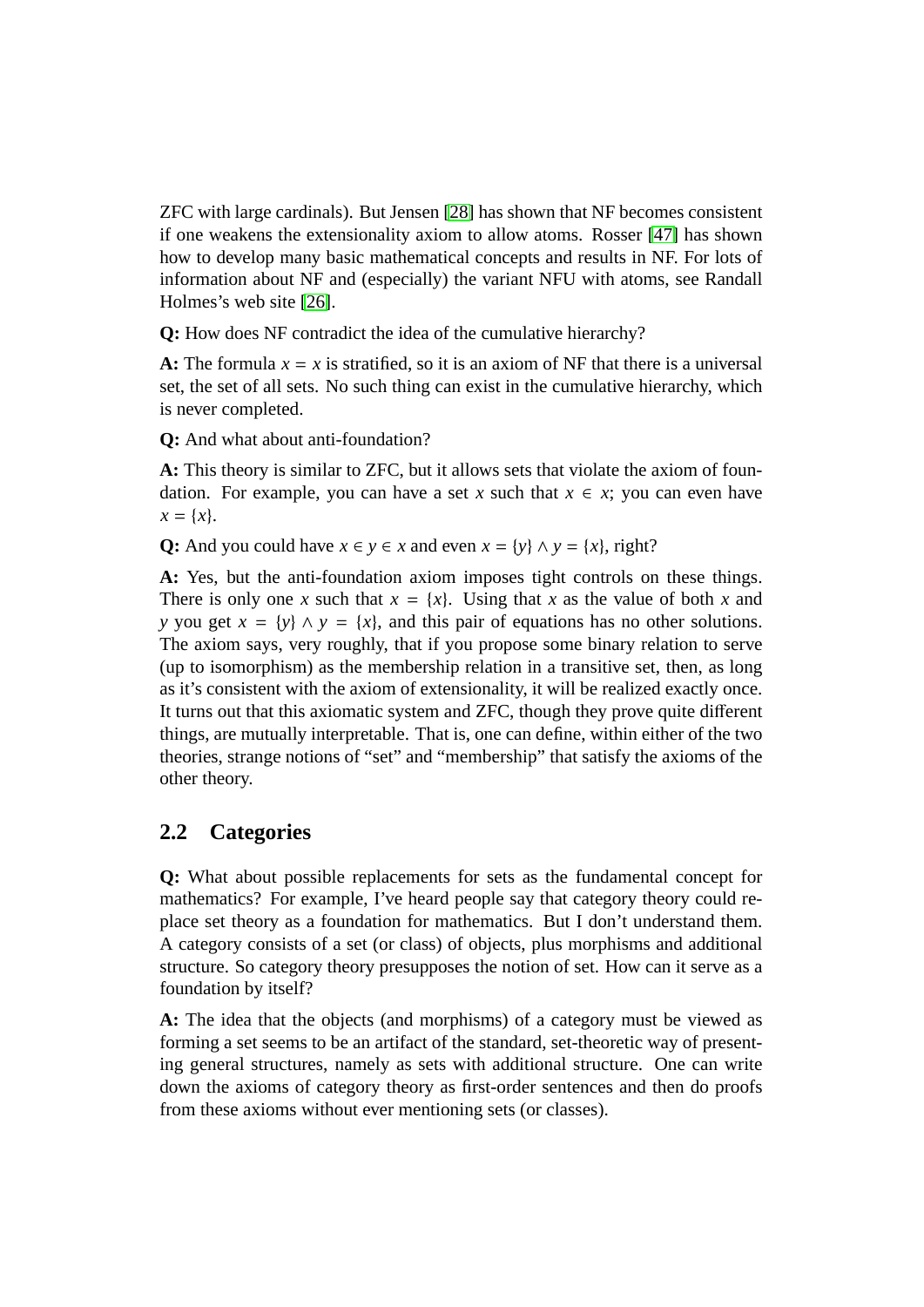ZFC with large cardinals). But Jensen [28] has shown that NF becomes consistent if one weakens the extensionality axiom to allow atoms. Rosser [47] has shown how to develop many basic mathematical concepts and results in NF. For lots of information about NF and (especially) the variant NFU with atoms, see Randall Holmes's web site [26].

**Q:** How does NF contradict the idea of the cumulative hierarchy?

**A:** The formula $x = x$ is stratified, so it is an axiom of NF that there is a universal set, the set of all sets. No such thing can exist in the cumulative hierarchy, which is never completed.

**Q:** And what about anti-foundation?

**A:** This theory is similar to ZFC, but it allows sets that violate the axiom of foundation. For example, you can have a set $x$ such that $x \in x$; you can even have $x = \{x\}$.

**Q:** And you could have $x \in y \in x$ and even $x = \{y\} \wedge y = \{x\}$, right?

**A:** Yes, but the anti-foundation axiom imposes tight controls on these things. There is only one $x$ such that $x = \{x\}$. Using that $x$ as the value of both $x$ and $y$ you get $x = \{y\} \wedge y = \{x\}$, and this pair of equations has no other solutions. The axiom says, very roughly, that if you propose some binary relation to serve (up to isomorphism) as the membership relation in a transitive set, then, as long as it's consistent with the axiom of extensionality, it will be realized exactly once. It turns out that this axiomatic system and ZFC, though they prove quite different things, are mutually interpretable. That is, one can define, within either of the two theories, strange notions of "set" and "membership" that satisfy the axioms of the other theory.

## 2.2 Categories

**Q:** What about possible replacements for sets as the fundamental concept for mathematics? For example, I've heard people say that category theory could replace set theory as a foundation for mathematics. But I don't understand them. A category consists of a set (or class) of objects, plus morphisms and additional structure. So category theory presupposes the notion of set. How can it serve as a foundation by itself?

**A:** The idea that the objects (and morphisms) of a category must be viewed as forming a set seems to be an artifact of the standard, set-theoretic way of presenting general structures, namely as sets with additional structure. One can write down the axioms of category theory as first-order sentences and then do proofs from these axioms without ever mentioning sets (or classes).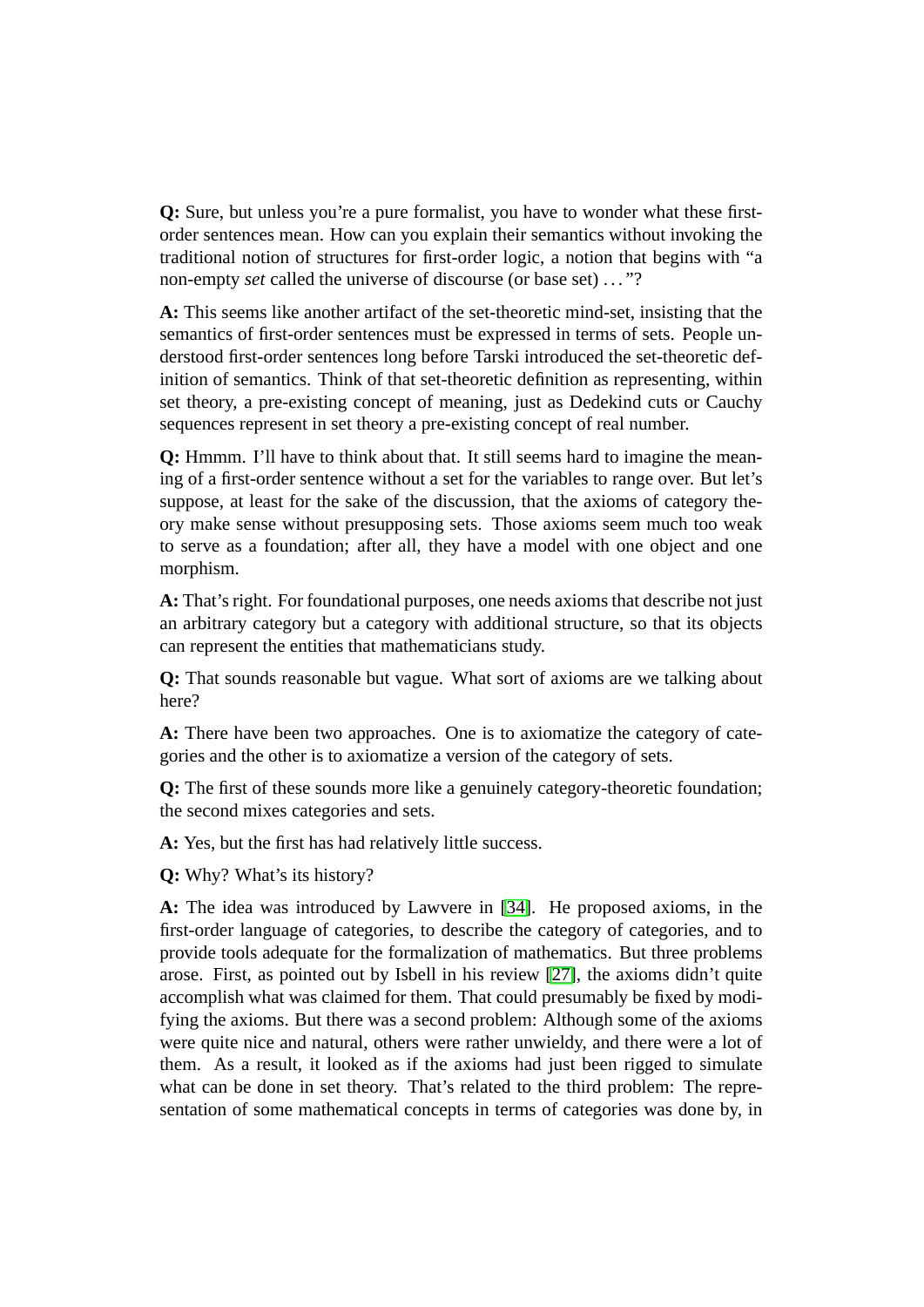**Q:** Sure, but unless you're a pure formalist, you have to wonder what these first-order sentences mean. How can you explain their semantics without invoking the traditional notion of structures for first-order logic, a notion that begins with "a non-empty *set* called the universe of discourse (or base set) . . . "?

**A:** This seems like another artifact of the set-theoretic mind-set, insisting that the semantics of first-order sentences must be expressed in terms of sets. People understood first-order sentences long before Tarski introduced the set-theoretic definition of semantics. Think of that set-theoretic definition as representing, within set theory, a pre-existing concept of meaning, just as Dedekind cuts or Cauchy sequences represent in set theory a pre-existing concept of real number.

**Q:** Hmmm. I'll have to think about that. It still seems hard to imagine the meaning of a first-order sentence without a set for the variables to range over. But let's suppose, at least for the sake of the discussion, that the axioms of category theory make sense without presupposing sets. Those axioms seem much too weak to serve as a foundation; after all, they have a model with one object and one morphism.

**A:** That's right. For foundational purposes, one needs axioms that describe not just an arbitrary category but a category with additional structure, so that its objects can represent the entities that mathematicians study.

**Q:** That sounds reasonable but vague. What sort of axioms are we talking about here?

**A:** There have been two approaches. One is to axiomatize the category of categories and the other is to axiomatize a version of the category of sets.

**Q:** The first of these sounds more like a genuinely category-theoretic foundation; the second mixes categories and sets.

**A:** Yes, but the first has had relatively little success.

**Q:** Why? What's its history?

**A:** The idea was introduced by Lawvere in [34]. He proposed axioms, in the first-order language of categories, to describe the category of categories, and to provide tools adequate for the formalization of mathematics. But three problems arose. First, as pointed out by Isbell in his review [27], the axioms didn't quite accomplish what was claimed for them. That could presumably be fixed by modifying the axioms. But there was a second problem: Although some of the axioms were quite nice and natural, others were rather unwieldy, and there were a lot of them. As a result, it looked as if the axioms had just been rigged to simulate what can be done in set theory. That's related to the third problem: The representation of some mathematical concepts in terms of categories was done by, in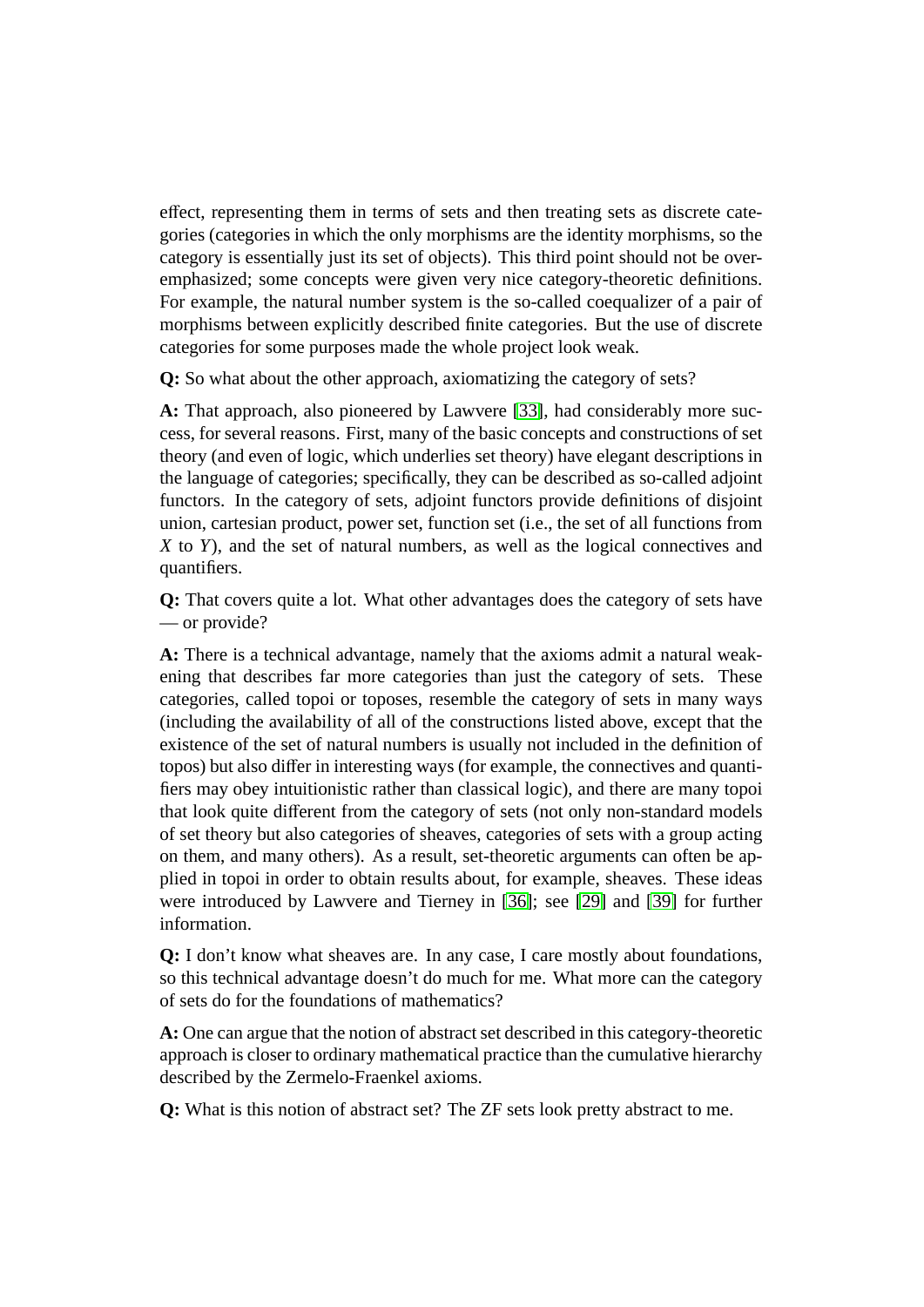effect, representing them in terms of sets and then treating sets as discrete categories (categories in which the only morphisms are the identity morphisms, so the category is essentially just its set of objects). This third point should not be overemphasized; some concepts were given very nice category-theoretic definitions. For example, the natural number system is the so-called coequalizer of a pair of morphisms between explicitly described finite categories. But the use of discrete categories for some purposes made the whole project look weak.

**Q:** So what about the other approach, axiomatizing the category of sets?

**A:** That approach, also pioneered by Lawvere [33], had considerably more success, for several reasons. First, many of the basic concepts and constructions of set theory (and even of logic, which underlies set theory) have elegant descriptions in the language of categories; specifically, they can be described as so-called adjoint functors. In the category of sets, adjoint functors provide definitions of disjoint union, cartesian product, power set, function set (i.e., the set of all functions from $X$ to $Y$), and the set of natural numbers, as well as the logical connectives and quantifiers.

**Q:** That covers quite a lot. What other advantages does the category of sets have — or provide?

**A:** There is a technical advantage, namely that the axioms admit a natural weakening that describes far more categories than just the category of sets. These categories, called topoi or toposes, resemble the category of sets in many ways (including the availability of all of the constructions listed above, except that the existence of the set of natural numbers is usually not included in the definition of topos) but also differ in interesting ways (for example, the connectives and quantifiers may obey intuitionistic rather than classical logic), and there are many topoi that look quite different from the category of sets (not only non-standard models of set theory but also categories of sheaves, categories of sets with a group acting on them, and many others). As a result, set-theoretic arguments can often be applied in topoi in order to obtain results about, for example, sheaves. These ideas were introduced by Lawvere and Tierney in [36]; see [29] and [39] for further information.

**Q:** I don't know what sheaves are. In any case, I care mostly about foundations, so this technical advantage doesn't do much for me. What more can the category of sets do for the foundations of mathematics?

**A:** One can argue that the notion of abstract set described in this category-theoretic approach is closer to ordinary mathematical practice than the cumulative hierarchy described by the Zermelo-Fraenkel axioms.

**Q:** What is this notion of abstract set? The ZF sets look pretty abstract to me.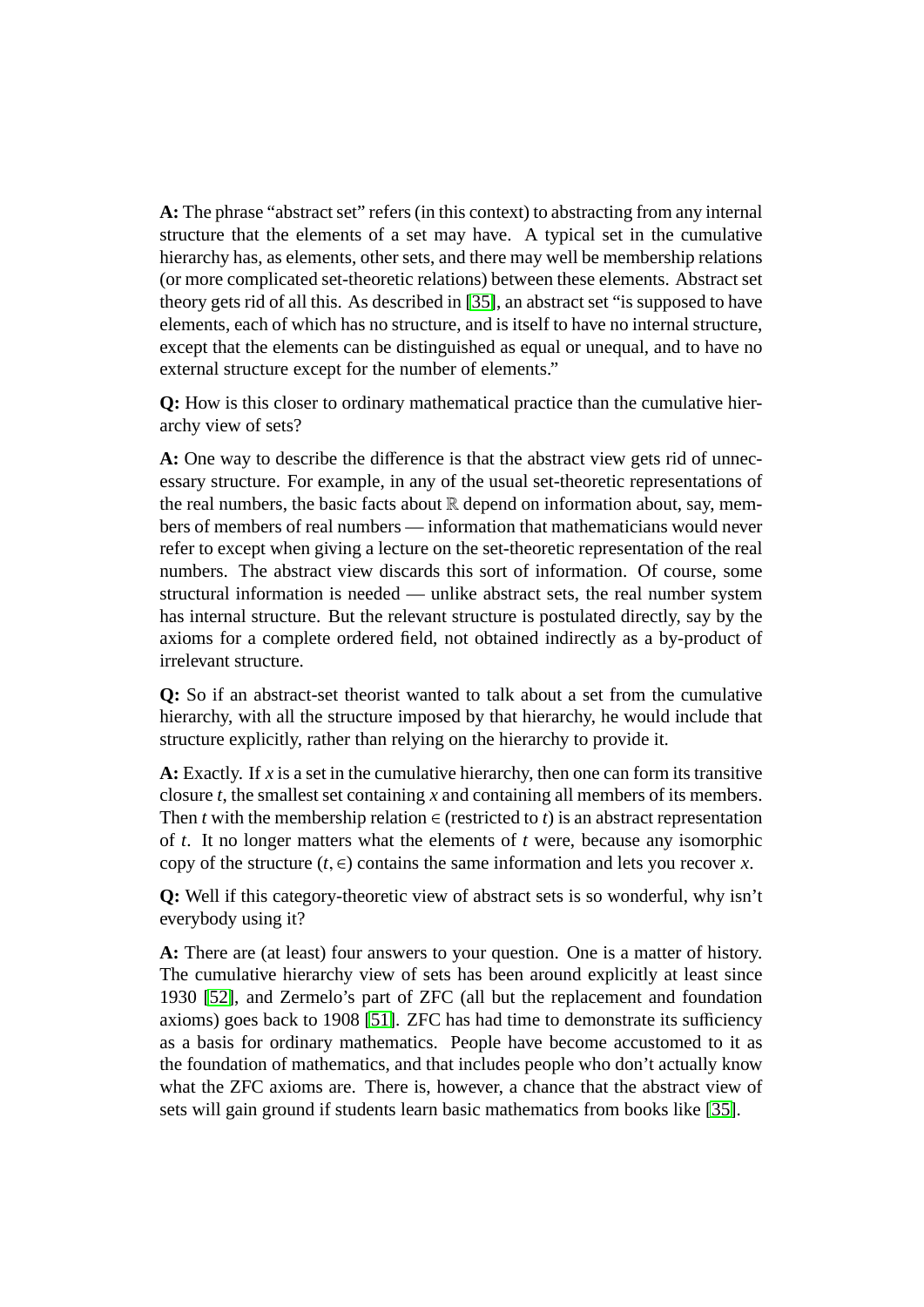**A:** The phrase "abstract set" refers (in this context) to abstracting from any internal structure that the elements of a set may have. A typical set in the cumulative hierarchy has, as elements, other sets, and there may well be membership relations (or more complicated set-theoretic relations) between these elements. Abstract set theory gets rid of all this. As described in [35], an abstract set "is supposed to have elements, each of which has no structure, and is itself to have no internal structure, except that the elements can be distinguished as equal or unequal, and to have no external structure except for the number of elements."

**Q:** How is this closer to ordinary mathematical practice than the cumulative hierarchy view of sets?

**A:** One way to describe the difference is that the abstract view gets rid of unnecessary structure. For example, in any of the usual set-theoretic representations of the real numbers, the basic facts about $\mathbb{R}$ depend on information about, say, members of members of real numbers — information that mathematicians would never refer to except when giving a lecture on the set-theoretic representation of the real numbers. The abstract view discards this sort of information. Of course, some structural information is needed — unlike abstract sets, the real number system has internal structure. But the relevant structure is postulated directly, say by the axioms for a complete ordered field, not obtained indirectly as a by-product of irrelevant structure.

**Q:** So if an abstract-set theorist wanted to talk about a set from the cumulative hierarchy, with all the structure imposed by that hierarchy, he would include that structure explicitly, rather than relying on the hierarchy to provide it.

**A:** Exactly. If $x$ is a set in the cumulative hierarchy, then one can form its transitive closure $t$, the smallest set containing $x$ and containing all members of its members. Then $t$ with the membership relation $\in$ (restricted to $t$) is an abstract representation of $t$. It no longer matters what the elements of $t$ were, because any isomorphic copy of the structure $(t, \in)$ contains the same information and lets you recover $x$.

**Q:** Well if this category-theoretic view of abstract sets is so wonderful, why isn't everybody using it?

**A:** There are (at least) four answers to your question. One is a matter of history. The cumulative hierarchy view of sets has been around explicitly at least since 1930 [52], and Zermelo's part of ZFC (all but the replacement and foundation axioms) goes back to 1908 [51]. ZFC has had time to demonstrate its sufficiency as a basis for ordinary mathematics. People have become accustomed to it as the foundation of mathematics, and that includes people who don't actually know what the ZFC axioms are. There is, however, a chance that the abstract view of sets will gain ground if students learn basic mathematics from books like [35].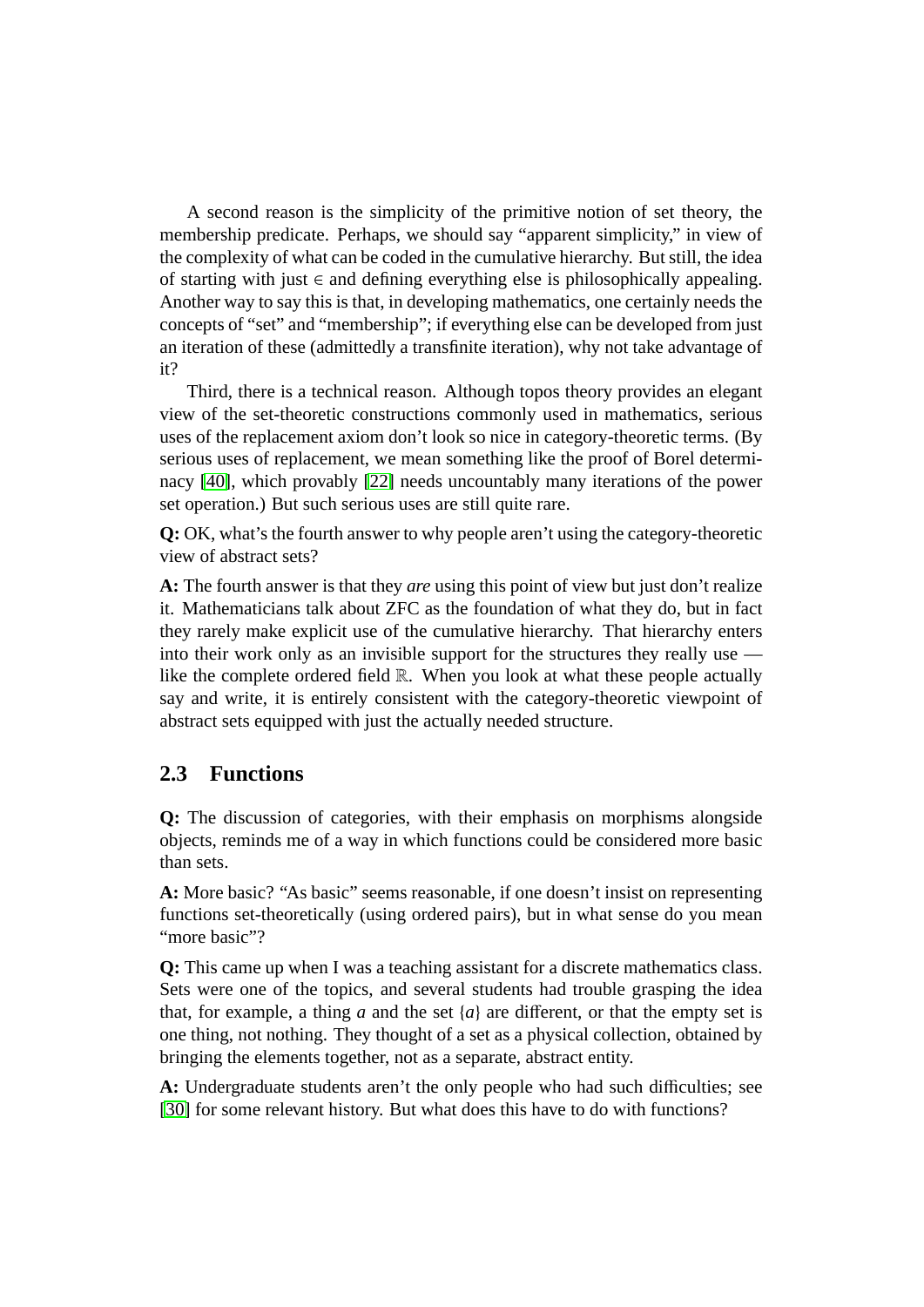A second reason is the simplicity of the primitive notion of set theory, the membership predicate. Perhaps, we should say "apparent simplicity," in view of the complexity of what can be coded in the cumulative hierarchy. But still, the idea of starting with just $\in$ and defining everything else is philosophically appealing. Another way to say this is that, in developing mathematics, one certainly needs the concepts of "set" and "membership"; if everything else can be developed from just an iteration of these (admittedly a transfinite iteration), why not take advantage of it?

Third, there is a technical reason. Although topos theory provides an elegant view of the set-theoretic constructions commonly used in mathematics, serious uses of the replacement axiom don't look so nice in category-theoretic terms. (By serious uses of replacement, we mean something like the proof of Borel determinacy [40], which provably [22] needs uncountably many iterations of the power set operation.) But such serious uses are still quite rare.

**Q:** OK, what's the fourth answer to why people aren't using the category-theoretic view of abstract sets?

**A:** The fourth answer is that they *are* using this point of view but just don't realize it. Mathematicians talk about ZFC as the foundation of what they do, but in fact they rarely make explicit use of the cumulative hierarchy. That hierarchy enters into their work only as an invisible support for the structures they really use — like the complete ordered field $\mathbb{R}$. When you look at what these people actually say and write, it is entirely consistent with the category-theoretic viewpoint of abstract sets equipped with just the actually needed structure.

## 2.3 Functions

**Q:** The discussion of categories, with their emphasis on morphisms alongside objects, reminds me of a way in which functions could be considered more basic than sets.

**A:** More basic? "As basic" seems reasonable, if one doesn't insist on representing functions set-theoretically (using ordered pairs), but in what sense do you mean "more basic"?

**Q:** This came up when I was a teaching assistant for a discrete mathematics class. Sets were one of the topics, and several students had trouble grasping the idea that, for example, a thing $a$ and the set $\{a\}$ are different, or that the empty set is one thing, not nothing. They thought of a set as a physical collection, obtained by bringing the elements together, not as a separate, abstract entity.

**A:** Undergraduate students aren't the only people who had such difficulties; see [30] for some relevant history. But what does this have to do with functions?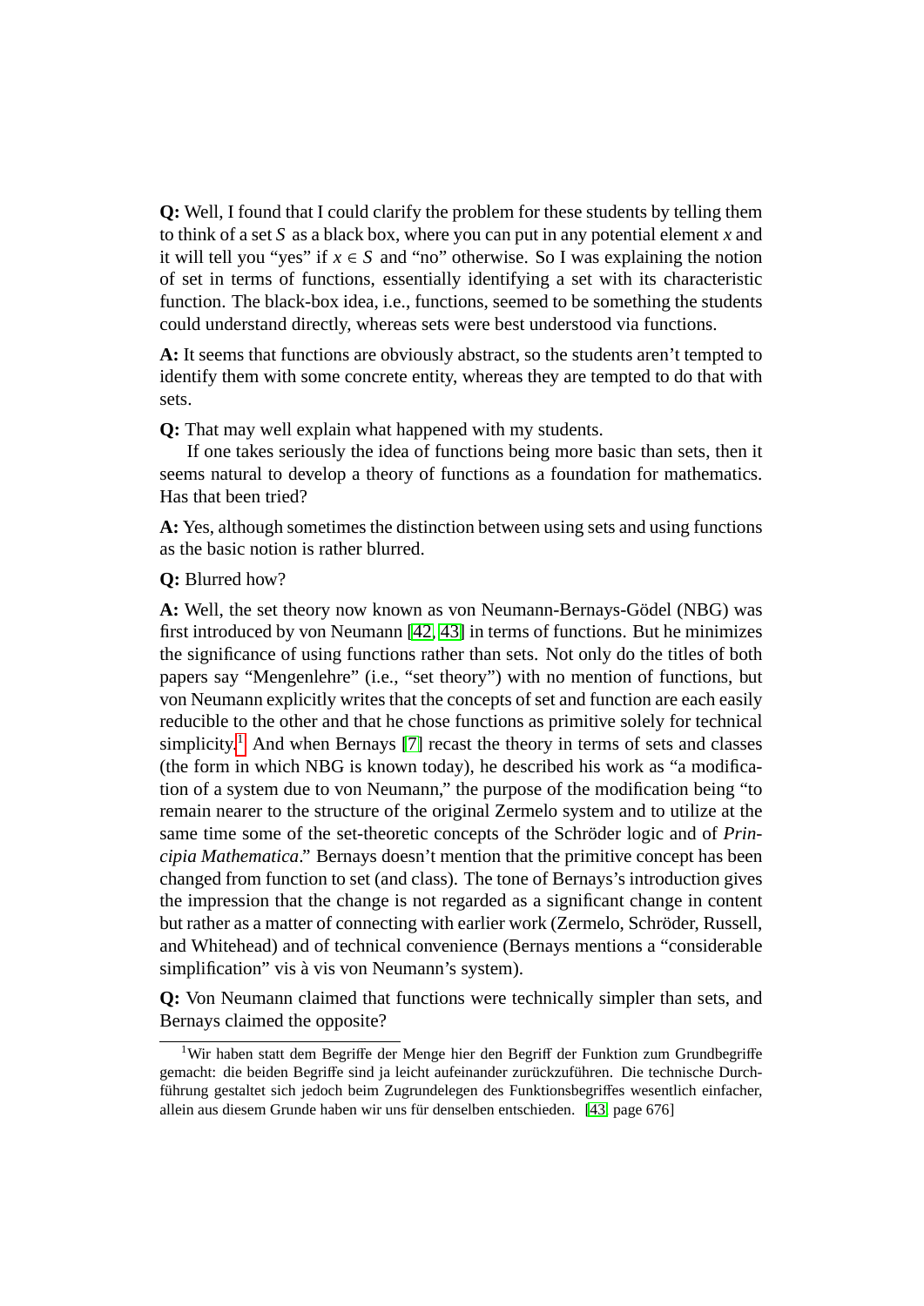**Q:** Well, I found that I could clarify the problem for these students by telling them to think of a set $S$ as a black box, where you can put in any potential element $x$ and it will tell you "yes" if $x \in S$ and "no" otherwise. So I was explaining the notion of set in terms of functions, essentially identifying a set with its characteristic function. The black-box idea, i.e., functions, seemed to be something the students could understand directly, whereas sets were best understood via functions.

**A:** It seems that functions are obviously abstract, so the students aren't tempted to identify them with some concrete entity, whereas they are tempted to do that with sets.

**Q:** That may well explain what happened with my students.

If one takes seriously the idea of functions being more basic than sets, then it seems natural to develop a theory of functions as a foundation for mathematics. Has that been tried?

**A:** Yes, although sometimes the distinction between using sets and using functions as the basic notion is rather blurred.

**Q:** Blurred how?

**A:** Well, the set theory now known as von Neumann-Bernays-Gödel (NBG) was first introduced by von Neumann [42, 43] in terms of functions. But he minimizes the significance of using functions rather than sets. Not only do the titles of both papers say "Mengenlehre" (i.e., "set theory") with no mention of functions, but von Neumann explicitly writes that the concepts of set and function are each easily reducible to the other and that he chose functions as primitive solely for technical simplicity.[1] And when Bernays [7] recast the theory in terms of sets and classes (the form in which NBG is known today), he described his work as "a modification of a system due to von Neumann," the purpose of the modification being "to remain nearer to the structure of the original Zermelo system and to utilize at the same time some of the set-theoretic concepts of the Schröder logic and of *Principia Mathematica*." Bernays doesn't mention that the primitive concept has been changed from function to set (and class). The tone of Bernays's introduction gives the impression that the change is not regarded as a significant change in content but rather as a matter of connecting with earlier work (Zermelo, Schröder, Russell, and Whitehead) and of technical convenience (Bernays mentions a "considerable simplification" vis à vis von Neumann's system).

**Q:** Von Neumann claimed that functions were technically simpler than sets, and Bernays claimed the opposite?

---

[1] Wir haben statt dem Begriffe der Menge hier den Begriff der Funktion zum Grundbegriffe gemacht: die beiden Begriffe sind ja leicht aufeinander zurückzuführen. Die technische Durchführung gestaltet sich jedoch beim Zugrundelegen des Funktionsbegriffes wesentlich einfacher, allein aus diesem Grunde haben wir uns für denselben entschieden. [43, page 676]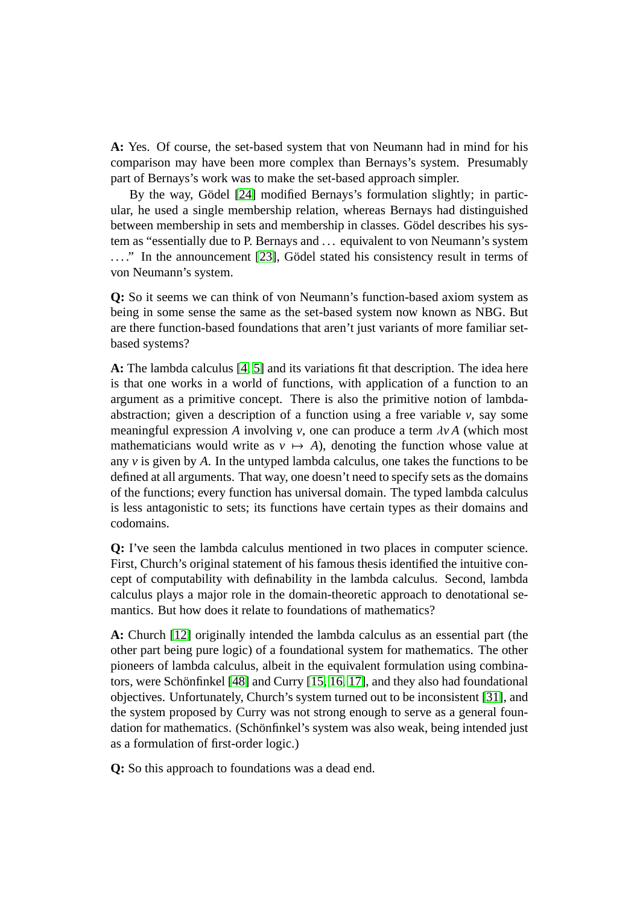**A:** Yes. Of course, the set-based system that von Neumann had in mind for his comparison may have been more complex than Bernays's system. Presumably part of Bernays's work was to make the set-based approach simpler.

By the way, Gödel [24] modified Bernays's formulation slightly; in particular, he used a single membership relation, whereas Bernays had distinguished between membership in sets and membership in classes. Gödel describes his system as "essentially due to P. Bernays and . . . equivalent to von Neumann's system . . . ." In the announcement [23], Gödel stated his consistency result in terms of von Neumann's system.

**Q:** So it seems we can think of von Neumann's function-based axiom system as being in some sense the same as the set-based system now known as NBG. But are there function-based foundations that aren't just variants of more familiar set-based systems?

**A:** The lambda calculus [4, 5] and its variations fit that description. The idea here is that one works in a world of functions, with application of a function to an argument as a primitive concept. There is also the primitive notion of lambda-abstraction; given a description of a function using a free variable $v$, say some meaningful expression $A$ involving $v$, one can produce a term $\lambda v\, A$ (which most mathematicians would write as $v \mapsto A$), denoting the function whose value at any $v$ is given by $A$. In the untyped lambda calculus, one takes the functions to be defined at all arguments. That way, one doesn't need to specify sets as the domains of the functions; every function has universal domain. The typed lambda calculus is less antagonistic to sets; its functions have certain types as their domains and codomains.

**Q:** I've seen the lambda calculus mentioned in two places in computer science. First, Church's original statement of his famous thesis identified the intuitive concept of computability with definability in the lambda calculus. Second, lambda calculus plays a major role in the domain-theoretic approach to denotational semantics. But how does it relate to foundations of mathematics?

**A:** Church [12] originally intended the lambda calculus as an essential part (the other part being pure logic) of a foundational system for mathematics. The other pioneers of lambda calculus, albeit in the equivalent formulation using combinators, were Schönfinkel [48] and Curry [15, 16, 17], and they also had foundational objectives. Unfortunately, Church's system turned out to be inconsistent [31], and the system proposed by Curry was not strong enough to serve as a general foundation for mathematics. (Schönfinkel's system was also weak, being intended just as a formulation of first-order logic.)

**Q:** So this approach to foundations was a dead end.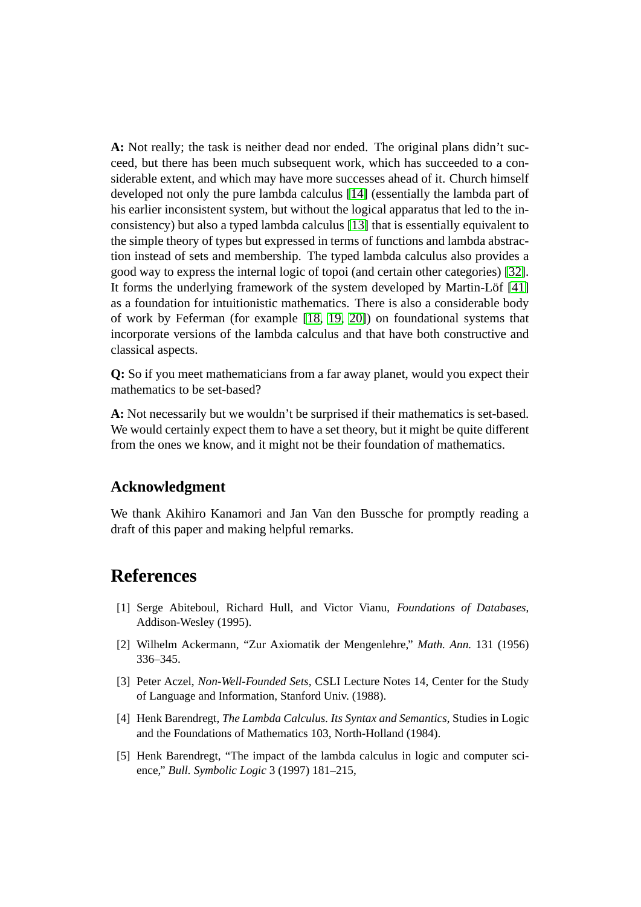**A:** Not really; the task is neither dead nor ended. The original plans didn't succeed, but there has been much subsequent work, which has succeeded to a considerable extent, and which may have more successes ahead of it. Church himself developed not only the pure lambda calculus [14] (essentially the lambda part of his earlier inconsistent system, but without the logical apparatus that led to the inconsistency) but also a typed lambda calculus [13] that is essentially equivalent to the simple theory of types but expressed in terms of functions and lambda abstraction instead of sets and membership. The typed lambda calculus also provides a good way to express the internal logic of topoi (and certain other categories) [32]. It forms the underlying framework of the system developed by Martin-Löf [41] as a foundation for intuitionistic mathematics. There is also a considerable body of work by Feferman (for example [18, 19, 20]) on foundational systems that incorporate versions of the lambda calculus and that have both constructive and classical aspects.

**Q:** So if you meet mathematicians from a far away planet, would you expect their mathematics to be set-based?

**A:** Not necessarily but we wouldn't be surprised if their mathematics is set-based. We would certainly expect them to have a set theory, but it might be quite different from the ones we know, and it might not be their foundation of mathematics.

## Acknowledgment

We thank Akihiro Kanamori and Jan Van den Bussche for promptly reading a draft of this paper and making helpful remarks.

# References

[1] Serge Abiteboul, Richard Hull, and Victor Vianu, *Foundations of Databases*, Addison-Wesley (1995).

[2] Wilhelm Ackermann, "Zur Axiomatik der Mengenlehre," *Math. Ann.* 131 (1956) 336–345.

[3] Peter Aczel, *Non-Well-Founded Sets*, CSLI Lecture Notes 14, Center for the Study of Language and Information, Stanford Univ. (1988).

[4] Henk Barendregt, *The Lambda Calculus. Its Syntax and Semantics*, Studies in Logic and the Foundations of Mathematics 103, North-Holland (1984).

[5] Henk Barendregt, "The impact of the lambda calculus in logic and computer science," *Bull. Symbolic Logic* 3 (1997) 181–215,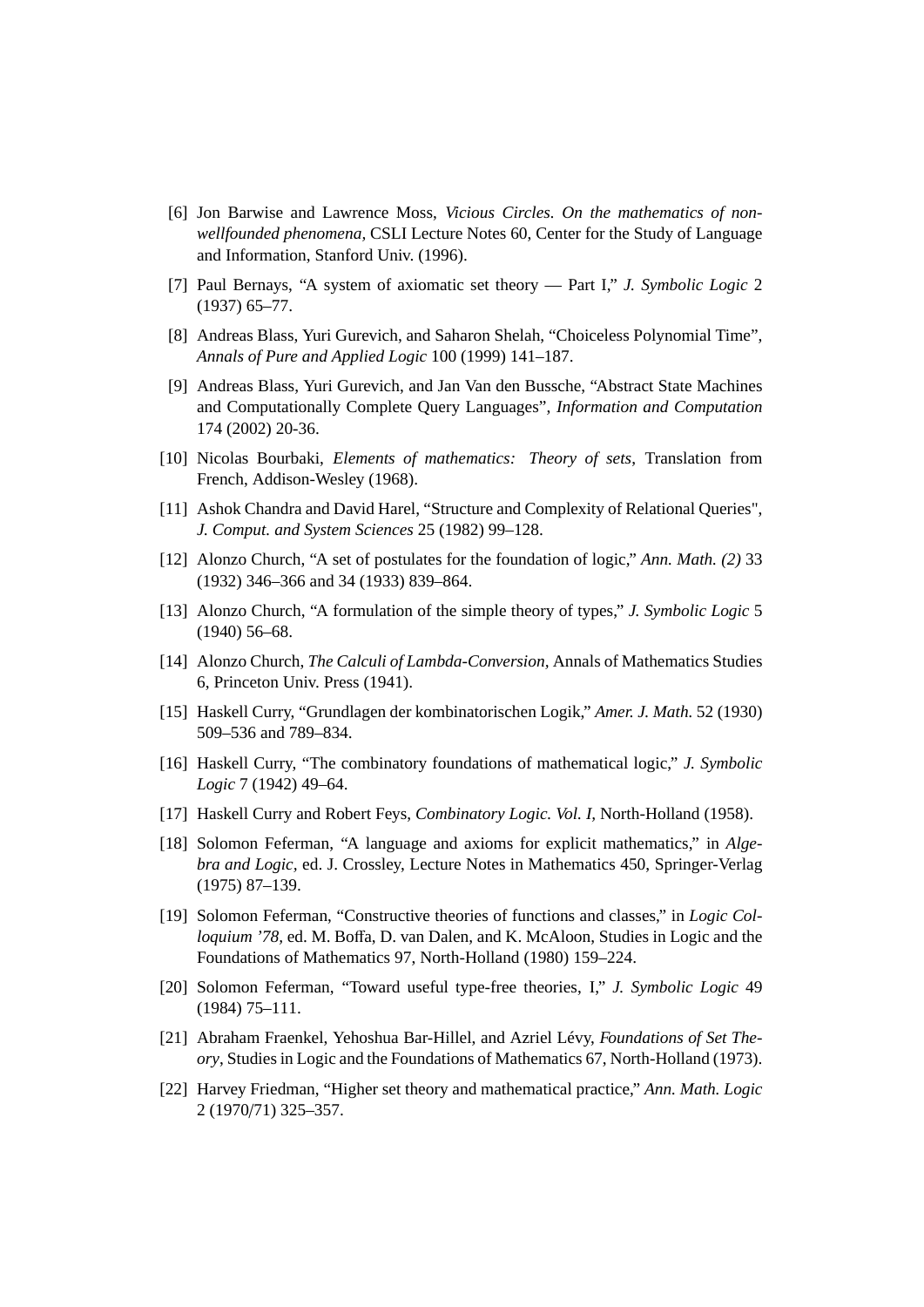[6] Jon Barwise and Lawrence Moss, *Vicious Circles. On the mathematics of non-wellfounded phenomena,* CSLI Lecture Notes 60, Center for the Study of Language and Information, Stanford Univ. (1996).

[7] Paul Bernays, "A system of axiomatic set theory — Part I," *J. Symbolic Logic* 2 (1937) 65–77.

[8] Andreas Blass, Yuri Gurevich, and Saharon Shelah, "Choiceless Polynomial Time", *Annals of Pure and Applied Logic* 100 (1999) 141–187.

[9] Andreas Blass, Yuri Gurevich, and Jan Van den Bussche, "Abstract State Machines and Computationally Complete Query Languages", *Information and Computation* 174 (2002) 20-36.

[10] Nicolas Bourbaki, *Elements of mathematics: Theory of sets*, Translation from French, Addison-Wesley (1968).

[11] Ashok Chandra and David Harel, "Structure and Complexity of Relational Queries", *J. Comput. and System Sciences* 25 (1982) 99–128.

[12] Alonzo Church, "A set of postulates for the foundation of logic," *Ann. Math. (2)* 33 (1932) 346–366 and 34 (1933) 839–864.

[13] Alonzo Church, "A formulation of the simple theory of types," *J. Symbolic Logic* 5 (1940) 56–68.

[14] Alonzo Church, *The Calculi of Lambda-Conversion,* Annals of Mathematics Studies 6, Princeton Univ. Press (1941).

[15] Haskell Curry, "Grundlagen der kombinatorischen Logik," *Amer. J. Math.* 52 (1930) 509–536 and 789–834.

[16] Haskell Curry, "The combinatory foundations of mathematical logic," *J. Symbolic Logic* 7 (1942) 49–64.

[17] Haskell Curry and Robert Feys, *Combinatory Logic. Vol. I,* North-Holland (1958).

[18] Solomon Feferman, "A language and axioms for explicit mathematics," in *Algebra and Logic,* ed. J. Crossley, Lecture Notes in Mathematics 450, Springer-Verlag (1975) 87–139.

[19] Solomon Feferman, "Constructive theories of functions and classes," in *Logic Colloquium '78,* ed. M. Boffa, D. van Dalen, and K. McAloon, Studies in Logic and the Foundations of Mathematics 97, North-Holland (1980) 159–224.

[20] Solomon Feferman, "Toward useful type-free theories, I," *J. Symbolic Logic* 49 (1984) 75–111.

[21] Abraham Fraenkel, Yehoshua Bar-Hillel, and Azriel Lévy, *Foundations of Set Theory*, Studies in Logic and the Foundations of Mathematics 67, North-Holland (1973).

[22] Harvey Friedman, "Higher set theory and mathematical practice," *Ann. Math. Logic* 2 (1970/71) 325–357.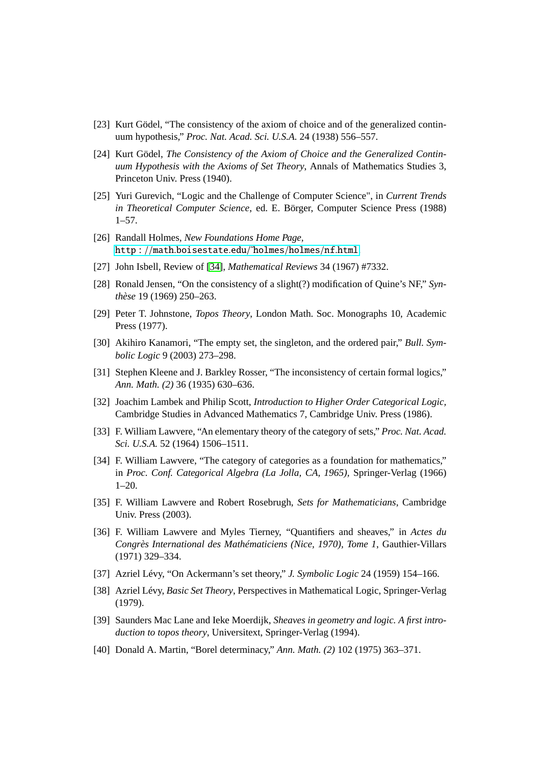[23] Kurt Gödel, "The consistency of the axiom of choice and of the generalized continuum hypothesis," *Proc. Nat. Acad. Sci. U.S.A.* 24 (1938) 556–557.

[24] Kurt Gödel, *The Consistency of the Axiom of Choice and the Generalized Continuum Hypothesis with the Axioms of Set Theory*, Annals of Mathematics Studies 3, Princeton Univ. Press (1940).

[25] Yuri Gurevich, "Logic and the Challenge of Computer Science", in *Current Trends in Theoretical Computer Science*, ed. E. Börger, Computer Science Press (1988) 1–57.

[26] Randall Holmes, *New Foundations Home Page*, http://math.boisestate.edu/~holmes/holmes/nf.html

[27] John Isbell, Review of [34], *Mathematical Reviews* 34 (1967) #7332.

[28] Ronald Jensen, "On the consistency of a slight(?) modification of Quine's NF," *Synthèse* 19 (1969) 250–263.

[29] Peter T. Johnstone, *Topos Theory*, London Math. Soc. Monographs 10, Academic Press (1977).

[30] Akihiro Kanamori, "The empty set, the singleton, and the ordered pair," *Bull. Symbolic Logic* 9 (2003) 273–298.

[31] Stephen Kleene and J. Barkley Rosser, "The inconsistency of certain formal logics," *Ann. Math. (2)* 36 (1935) 630–636.

[32] Joachim Lambek and Philip Scott, *Introduction to Higher Order Categorical Logic*, Cambridge Studies in Advanced Mathematics 7, Cambridge Univ. Press (1986).

[33] F. William Lawvere, "An elementary theory of the category of sets," *Proc. Nat. Acad. Sci. U.S.A.* 52 (1964) 1506–1511.

[34] F. William Lawvere, "The category of categories as a foundation for mathematics," in *Proc. Conf. Categorical Algebra (La Jolla, CA, 1965)*, Springer-Verlag (1966) 1–20.

[35] F. William Lawvere and Robert Rosebrugh, *Sets for Mathematicians*, Cambridge Univ. Press (2003).

[36] F. William Lawvere and Myles Tierney, "Quantifiers and sheaves," in *Actes du Congrès International des Mathématiciens (Nice, 1970), Tome 1*, Gauthier-Villars (1971) 329–334.

[37] Azriel Lévy, "On Ackermann's set theory," *J. Symbolic Logic* 24 (1959) 154–166.

[38] Azriel Lévy, *Basic Set Theory*, Perspectives in Mathematical Logic, Springer-Verlag (1979).

[39] Saunders Mac Lane and Ieke Moerdijk, *Sheaves in geometry and logic. A first introduction to topos theory*, Universitext, Springer-Verlag (1994).

[40] Donald A. Martin, "Borel determinacy," *Ann. Math. (2)* 102 (1975) 363–371.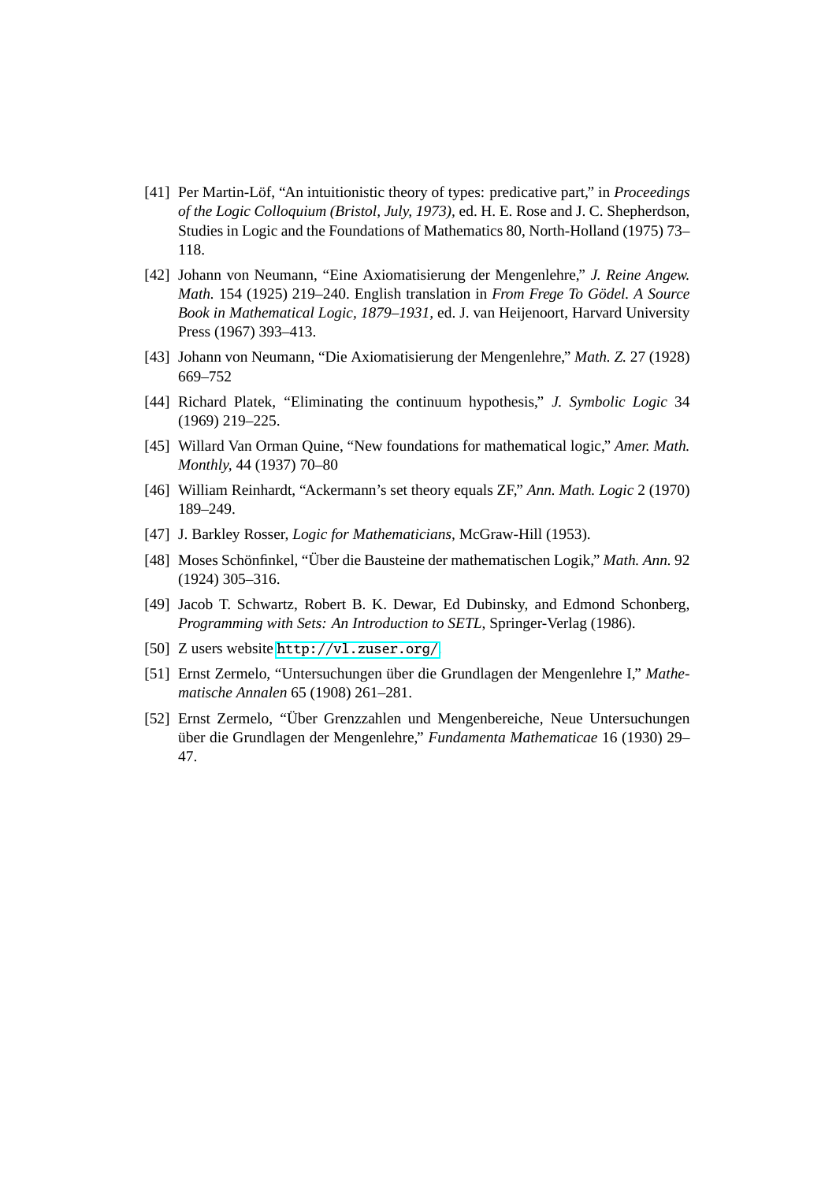[41] Per Martin-Löf, "An intuitionistic theory of types: predicative part," in *Proceedings of the Logic Colloquium (Bristol, July, 1973)*, ed. H. E. Rose and J. C. Shepherdson, Studies in Logic and the Foundations of Mathematics 80, North-Holland (1975) 73–118.

[42] Johann von Neumann, "Eine Axiomatisierung der Mengenlehre," *J. Reine Angew. Math.* 154 (1925) 219–240. English translation in *From Frege To Gödel. A Source Book in Mathematical Logic, 1879–1931*, ed. J. van Heijenoort, Harvard University Press (1967) 393–413.

[43] Johann von Neumann, "Die Axiomatisierung der Mengenlehre," *Math. Z.* 27 (1928) 669–752

[44] Richard Platek, "Eliminating the continuum hypothesis," *J. Symbolic Logic* 34 (1969) 219–225.

[45] Willard Van Orman Quine, "New foundations for mathematical logic," *Amer. Math. Monthly*, 44 (1937) 70–80

[46] William Reinhardt, "Ackermann's set theory equals ZF," *Ann. Math. Logic* 2 (1970) 189–249.

[47] J. Barkley Rosser, *Logic for Mathematicians*, McGraw-Hill (1953).

[48] Moses Schönfinkel, "Über die Bausteine der mathematischen Logik," *Math. Ann.* 92 (1924) 305–316.

[49] Jacob T. Schwartz, Robert B. K. Dewar, Ed Dubinsky, and Edmond Schonberg, *Programming with Sets: An Introduction to SETL*, Springer-Verlag (1986).

[50] Z users website `http://vl.zuser.org/`

[51] Ernst Zermelo, "Untersuchungen über die Grundlagen der Mengenlehre I," *Mathematische Annalen* 65 (1908) 261–281.

[52] Ernst Zermelo, "Über Grenzzahlen und Mengenbereiche, Neue Untersuchungen über die Grundlagen der Mengenlehre," *Fundamenta Mathematicae* 16 (1930) 29–47.